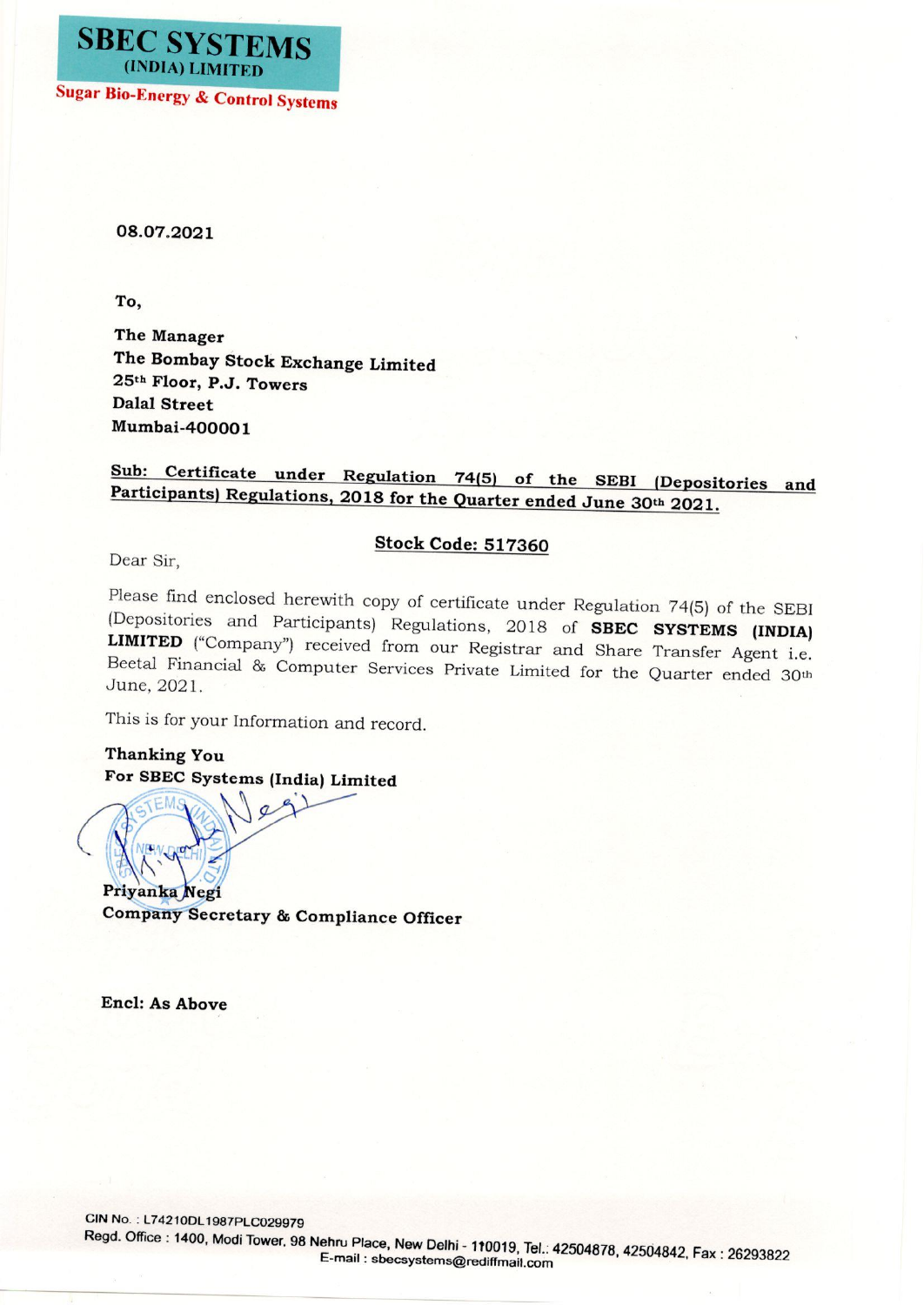**SBEC SYSTEMS**
**(INDIA) LIMITED**
**Sugar Bio-Energy & Control Systems**

**08.07.2021**

**To,**

**The Manager**
**The Bombay Stock Exchange Limited**
**25th Floor, P.J. Towers**
**Dalal Street**
**Mumbai-400001**

**Sub: Certificate under Regulation 74(5) of the SEBI (Depositories and Participants) Regulations, 2018 for the Quarter ended June 30th 2021.**

**Stock Code: 517360**

Dear Sir,

Please find enclosed herewith copy of certificate under Regulation 74(5) of the SEBI (Depositories and Participants) Regulations, 2018 of **SBEC SYSTEMS (INDIA) LIMITED** ("Company") received from our Registrar and Share Transfer Agent i.e. Beetal Financial & Computer Services Private Limited for the Quarter ended 30th June, 2021.

This is for your Information and record.

**Thanking You**
**For SBEC Systems (India) Limited**

**Priyanka Negi**
**Company Secretary & Compliance Officer**

**Encl: As Above**

CIN No. : L74210DL1987PLC029979
Regd. Office : 1400, Modi Tower, 98 Nehru Place, New Delhi - 110019, Tel.: 42504878, 42504842, Fax : 26293822
E-mail : sbecsystems@rediffmail.com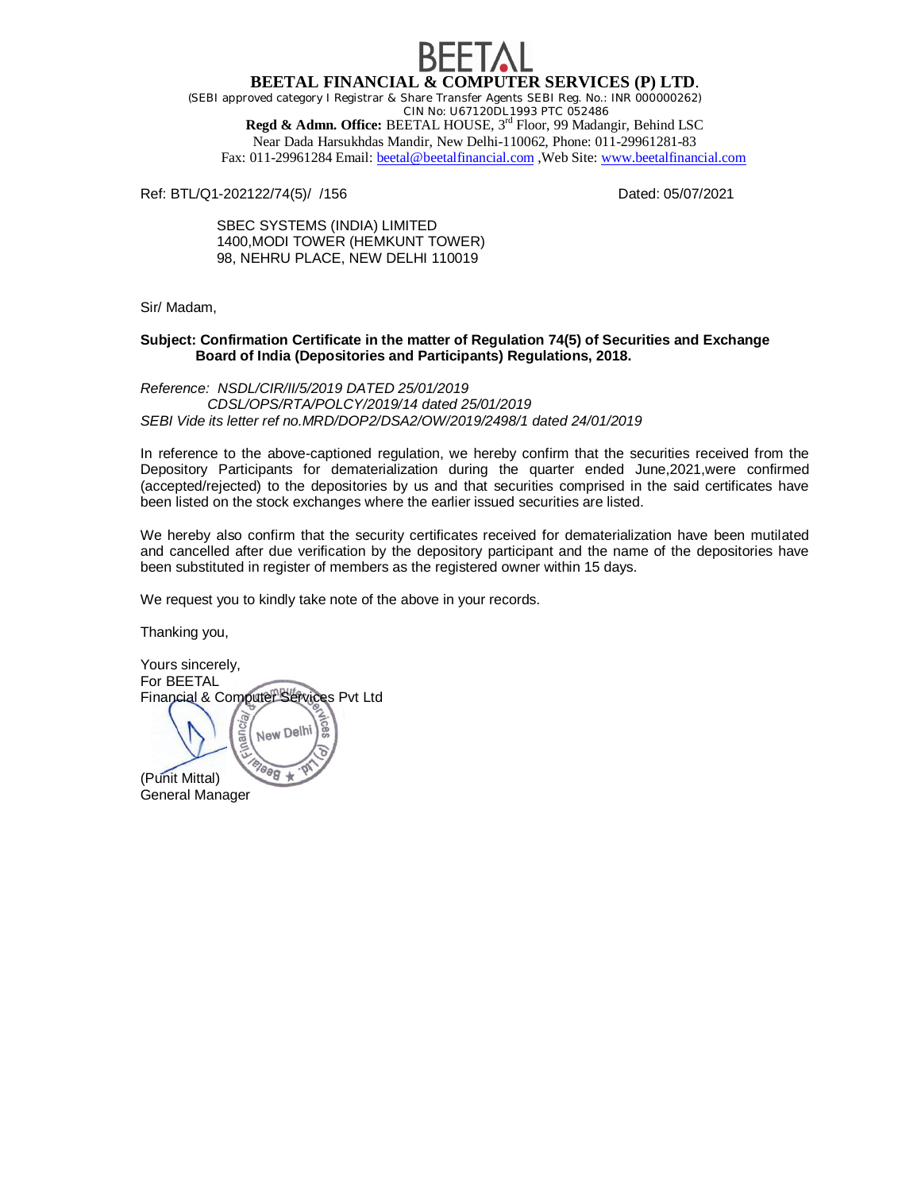# BEETAL

**BEETAL FINANCIAL & COMPUTER SERVICES (P) LTD**.

(SEBI approved category I Registrar & Share Transfer Agents SEBI Reg. No.: INR 000000262)
CIN No: U67120DL1993 PTC 052486

**Regd & Admn. Office:** BEETAL HOUSE, 3rd Floor, 99 Madangir, Behind LSC
Near Dada Harsukhdas Mandir, New Delhi-110062, Phone: 011-29961281-83
Fax: 011-29961284 Email: beetal@beetalfinancial.com ,Web Site: www.beetalfinancial.com

Ref: BTL/Q1-202122/74(5)/ /156

Dated: 05/07/2021

SBEC SYSTEMS (INDIA) LIMITED
1400,MODI TOWER (HEMKUNT TOWER)
98, NEHRU PLACE, NEW DELHI 110019

Sir/ Madam,

**Subject: Confirmation Certificate in the matter of Regulation 74(5) of Securities and Exchange Board of India (Depositories and Participants) Regulations, 2018.**

*Reference: NSDL/CIR/II/5/2019 DATED 25/01/2019*
*CDSL/OPS/RTA/POLCY/2019/14 dated 25/01/2019*
*SEBI Vide its letter ref no.MRD/DOP2/DSA2/OW/2019/2498/1 dated 24/01/2019*

In reference to the above-captioned regulation, we hereby confirm that the securities received from the Depository Participants for dematerialization during the quarter ended June,2021,were confirmed (accepted/rejected) to the depositories by us and that securities comprised in the said certificates have been listed on the stock exchanges where the earlier issued securities are listed.

We hereby also confirm that the security certificates received for dematerialization have been mutilated and cancelled after due verification by the depository participant and the name of the depositories have been substituted in register of members as the registered owner within 15 days.

We request you to kindly take note of the above in your records.

Thanking you,

Yours sincerely,
For BEETAL
Financial & Computer Services Pvt Ltd

(Punit Mittal)
General Manager